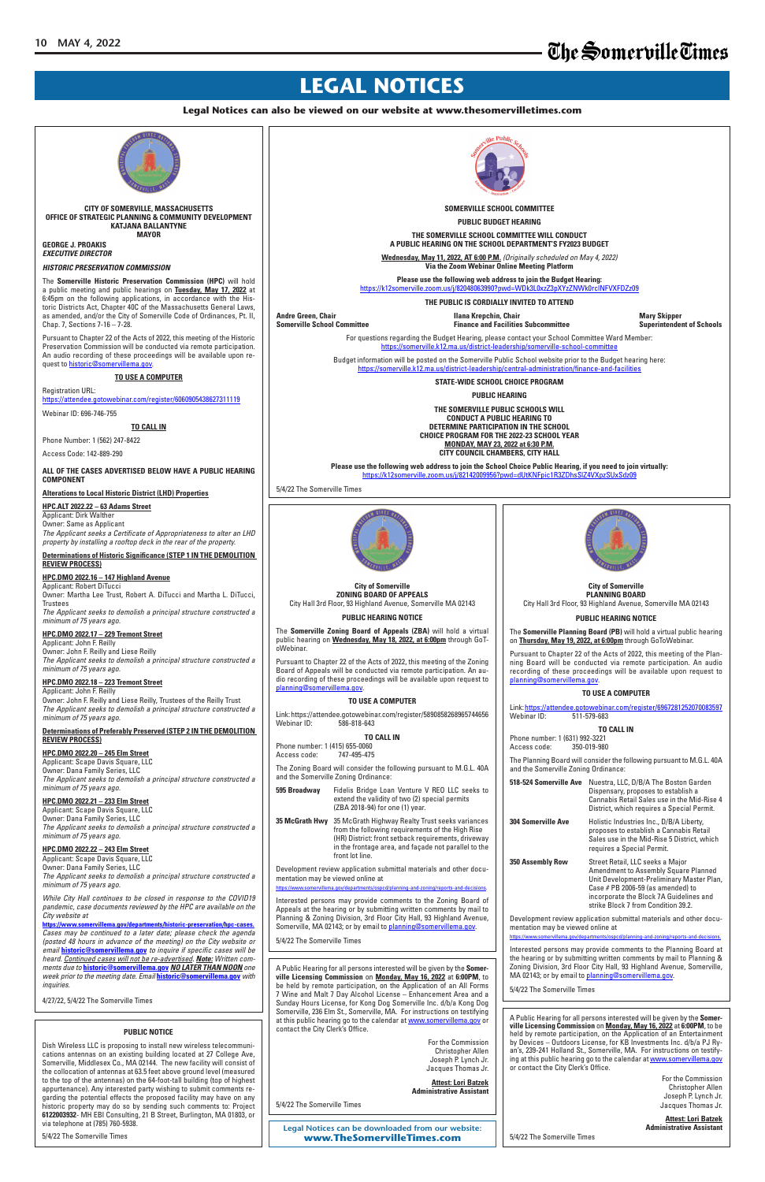# LEGAL NOTICES

**Legal Notices can also be viewed on our website at www.thesomervilletimes.com**

**CITY OF SOMERVILLE, MASSACHUSETTS**
**OFFICE OF STRATEGIC PLANNING & COMMUNITY DEVELOPMENT**
**KATJANA BALLANTYNE**
**MAYOR**

**GEORGE J. PROAKIS**
***EXECUTIVE DIRECTOR***

***HISTORIC PRESERVATION COMMISSION***

The **Somerville Historic Preservation Commission** (HPC) will hold a public meeting and public hearings on **Tuesday, May 17, 2022** at 6:45pm on the following applications, in accordance with the Historic Districts Act, Chapter 40C of the Massachusetts General Laws, as amended, and/or the City of Somerville Code of Ordinances, Pt. II, Chap. 7, Sections 7-16 – 7-28.

Pursuant to Chapter 22 of the Acts of 2022, this meeting of the Historic Preservation Commission will be conducted via remote participation. An audio recording of these proceedings will be available upon request to historic@somervillema.gov.

**TO USE A COMPUTER**

Registration URL:
https://attendee.gotowebinar.com/register/6060905438627311119

Webinar ID: 696-746-755

**TO CALL IN**

Phone Number: 1 (562) 247-8422

Access Code: 142-889-290

**ALL OF THE CASES ADVERTISED BELOW HAVE A PUBLIC HEARING COMPONENT**

**Alterations to Local Historic District (LHD) Properties**

**HPC.ALT 2022.22 – 63 Adams Street**
Applicant: Dirk Walther
Owner: Same as Applicant
*The Applicant seeks a Certificate of Appropriateness to alter an LHD property by installing a rooftop deck in the rear of the property.*

**Determinations of Historic Significance (STEP 1 IN THE DEMOLITION REVIEW PROCESS)**

**HPC.DMO 2022.16 – 147 Highland Avenue**
Applicant: Robert DiTucci
Owner: Martha Lee Trust, Robert A. DiTucci, and Martha L. DiTucci, Trustees
*The Applicant seeks to demolish a principal structure constructed a minimum of 75 years ago.*

**HPC.DMO 2022.17 – 229 Tremont Street**
Applicant: John F. Reilly
Owner: John F. Reilly and Liese Reilly
*The Applicant seeks to demolish a principal structure constructed a minimum of 75 years ago.*

**HPC.DMO 2022.18 – 223 Tremont Street**
Applicant: John F. Reilly
Owner: John F. Reilly and Liese Reilly, Trustees of the Reilly Trust
*The Applicant seeks to demolish a principal structure constructed a minimum of 75 years ago.*

**Determinations of Preferably Preserved (STEP 2 IN THE DEMOLITION REVIEW PROCESS)**

**HPC.DMO 2022.20 – 245 Elm Street**
Applicant: Scape Davis Square, LLC
Owner: Dana Family Series, LLC
*The Applicant seeks to demolish a principal structure constructed a minimum of 75 years ago.*

**HPC.DMO 2022.21 – 233 Elm Street**
Applicant: Scape Davis Square, LLC
Owner: Dana Family Series, LLC
*The Applicant seeks to demolish a principal structure constructed a minimum of 75 years ago.*

**HPC.DMO 2022.22 – 243 Elm Street**
Applicant: Scape Davis Square, LLC
Owner: Dana Family Series, LLC
*The Applicant seeks to demolish a principal structure constructed a minimum of 75 years ago.*

*While City Hall continues to be closed in response to the COVID19 pandemic, case documents reviewed by the HPC are available on the City website at* **https://www.somervillema.gov/departments/historic-preservation/hpc-cases.** *Cases may be continued to a later date; please check the agenda (posted 48 hours in advance of the meeting) on the City website or email* **historic@somervillema.gov** *to inquire if specific cases will be heard. Continued cases will not be re-advertised.* ***Note:*** *Written comments due to* **historic@somervillema.gov** ***NO LATER THAN NOON*** *one week prior to the meeting date. Email* **historic@somervillema.gov** *with inquiries.*

4/27/22, 5/4/22 The Somerville Times

---

**PUBLIC NOTICE**

Dish Wireless LLC is proposing to install new wireless telecommunications antennas on an existing building located at 27 College Ave, Somerville, Middlesex Co., MA 02144. The new facility will consist of the collocation of antennas at 63.5 feet above ground level (measured to the top of the antennas) on the 64-foot-tall building (top of highest appurtenance). Any interested party wishing to submit comments regarding the potential effects the proposed facility may have on any historic property may do so by sending such comments to: Project **6122003932**- MH EBI Consulting, 21 B Street, Burlington, MA 01803, or via telephone at (785) 760-5938.

5/4/22 The Somerville Times

---

**SOMERVILLE SCHOOL COMMITTEE**

**PUBLIC BUDGET HEARING**

**THE SOMERVILLE SCHOOL COMMITTEE WILL CONDUCT A PUBLIC HEARING ON THE SCHOOL DEPARTMENT'S FY2023 BUDGET**

**Wednesday, May 11, 2022, AT 6:00 P.M.** *(Originally scheduled on May 4, 2022)*
**Via the Zoom Webinar Online Meeting Platform**

**Please use the following web address to join the Budget Hearing:**
https://k12somerville.zoom.us/j/82048063990?pwd=WDk3L0xzZ3pXYzZNWk0rclNFVXFDZz09

**THE PUBLIC IS CORDIALLY INVITED TO ATTEND**

**Andre Green, Chair**
**Somerville School Committee**

**Ilana Krepchin, Chair**
**Finance and Facilities Subcommittee**

**Mary Skipper**
**Superintendent of Schools**

For questions regarding the Budget Hearing, please contact your School Committee Ward Member:
https://somerville.k12.ma.us/district-leadership/somerville-school-committee

Budget information will be posted on the Somerville Public School website prior to the Budget hearing here:
https://somerville.k12.ma.us/district-leadership/central-administration/finance-and-facilities

**STATE-WIDE SCHOOL CHOICE PROGRAM**

**PUBLIC HEARING**

**THE SOMERVILLE PUBLIC SCHOOLS WILL CONDUCT A PUBLIC HEARING TO DETERMINE PARTICIPATION IN THE SCHOOL CHOICE PROGRAM FOR THE 2022-23 SCHOOL YEAR**
**MONDAY, MAY 23, 2022 at 6:30 P.M.**
**CITY COUNCIL CHAMBERS, CITY HALL**

**Please use the following web address to join the School Choice Public Hearing, if you need to join virtually:**
https://k12somerville.zoom.us/j/82142009956?pwd=dUtKNFpic1R3ZDhsSlZ4VXpzSUxSdz09

5/4/22 The Somerville Times

---

**City of Somerville**
**ZONING BOARD OF APPEALS**
City Hall 3rd Floor, 93 Highland Avenue, Somerville MA 02143

**PUBLIC HEARING NOTICE**

The **Somerville Zoning Board of Appeals** (ZBA) will hold a virtual public hearing on **Wednesday, May 18, 2022, at 6:00pm** through GoToWebinar.

Pursuant to Chapter 22 of the Acts of 2022, this meeting of the Zoning Board of Appeals will be conducted via remote participation. An audio recording of these proceedings will be available upon request to planning@somervillema.gov.

**TO USE A COMPUTER**

Link: https://attendee.gotowebinar.com/register/5890858268965744656
Webinar ID: 586-818-643

**TO CALL IN**

Phone number: 1 (415) 655-0060
Access code: 747-495-475

The Zoning Board will consider the following pursuant to M.G.L. 40A and the Somerville Zoning Ordinance:

**595 Broadway** — Fidelis Bridge Loan Venture V REO LLC seeks to extend the validity of two (2) special permits (ZBA 2018-94) for one (1) year.

**35 McGrath Hwy** — 35 McGrath Highway Realty Trust seeks variances from the following requirements of the High Rise (HR) District: front setback requirements, driveway in the frontage area, and façade not parallel to the front lot line.

Development review application submittal materials and other documentation may be viewed online at
https://www.somervillema.gov/departments/ospcd/planning-and-zoning/reports-and-decisions.

Interested persons may provide comments to the Zoning Board of Appeals at the hearing or by submitting written comments by mail to Planning & Zoning Division, 3rd Floor City Hall, 93 Highland Avenue, Somerville, MA 02143; or by email to planning@somervillema.gov.

5/4/22 The Somerville Times

---

**City of Somerville**
**PLANNING BOARD**
City Hall 3rd Floor, 93 Highland Avenue, Somerville MA 02143

**PUBLIC HEARING NOTICE**

The **Somerville Planning Board** (PB) will hold a virtual public hearing on **Thursday, May 19, 2022, at 6:00pm** through GoToWebinar.

Pursuant to Chapter 22 of the Acts of 2022, this meeting of the Planning Board will be conducted via remote participation. An audio recording of these proceedings will be available upon request to planning@somervillema.gov.

**TO USE A COMPUTER**

Link: https://attendee.gotowebinar.com/register/6967281252070083597
Webinar ID: 511-579-683

**TO CALL IN**

Phone number: 1 (631) 992-3221
Access code: 350-019-980

The Planning Board will consider the following pursuant to M.G.L. 40A and the Somerville Zoning Ordinance:

**518-524 Somerville Ave** — Nuestra, LLC, D/B/A The Boston Garden Dispensary, proposes to establish a Cannabis Retail Sales use in the Mid-Rise 4 District, which requires a Special Permit.

**304 Somerville Ave** — Holistic Industries Inc., D/B/A Liberty, proposes to establish a Cannabis Retail Sales use in the Mid-Rise 5 District, which requires a Special Permit.

**350 Assembly Row** — Street Retail, LLC seeks a Major Amendment to Assembly Square Planned Unit Development-Preliminary Master Plan, Case # PB 2006-59 (as amended) to incorporate the Block 7A Guidelines and strike Block 7 from Condition 39.2.

Development review application submittal materials and other documentation may be viewed online at
https://www.somervillema.gov/departments/ospcd/planning-and-zoning/reports-and-decisions.

Interested persons may provide comments to the Planning Board at the hearing or by submitting written comments by mail to Planning & Zoning Division, 3rd Floor City Hall, 93 Highland Avenue, Somerville, MA 02143; or by email to planning@somervillema.gov.

5/4/22 The Somerville Times

---

A Public Hearing for all persons interested will be given by the **Somerville Licensing Commission** on **Monday, May 16, 2022** at **6:00PM**, to be held by remote participation, on the Application of an All Forms 7 Wine and Malt 7 Day Alcohol License – Enhancement Area and a Sunday Hours License, for Kong Dog Somerville Inc. d/b/a Kong Dog Somerville, 236 Elm St., Somerville, MA. For instructions on testifying at this public hearing go to the calendar at www.somervillema.gov or contact the City Clerk's Office.

For the Commission
Christopher Allen
Joseph P. Lynch Jr.
Jacques Thomas Jr.

**Attest: Lori Batzek**
**Administrative Assistant**

5/4/22 The Somerville Times

---

A Public Hearing for all persons interested will be given by the **Somerville Licensing Commission** on **Monday, May 16, 2022** at **6:00PM**, to be held by remote participation, on the Application of an Entertainment by Devices – Outdoors License, for KB Investments Inc. d/b/a PJ Ryan's, 239-241 Holland St., Somerville, MA. For instructions on testifying at this public hearing go to the calendar at www.somervillema.gov or contact the City Clerk's Office.

For the Commission
Christopher Allen
Joseph P. Lynch Jr.
Jacques Thomas Jr.

**Attest: Lori Batzek**
**Administrative Assistant**

5/4/22 The Somerville Times

---

**Legal Notices can be downloaded from our website:**
**www.TheSomervilleTimes.com**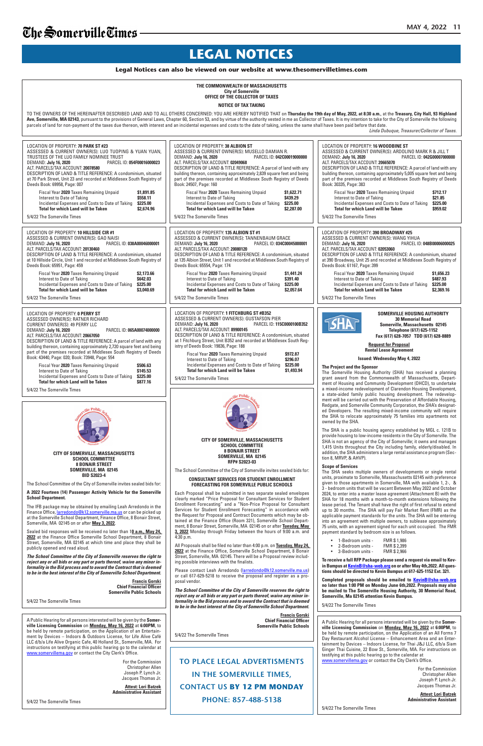# LEGAL NOTICES

**Legal Notices can also be viewed on our website at www.thesomervilletimes.com**

**THE COMMONWEALTH OF MASSACHUSETTS**
**City of Somerville**
**OFFICE OF THE COLLECTOR OF TAXES**

**NOTICE OF TAX TAKING**

TO THE OWNERS OF THE HEREINAFTER DESCRIBED LAND AND TO ALL OTHERS CONCERNED: YOU ARE HEREBY NOTIFIED THAT on **Thursday the 19th day of May, 2022, at 8:30 a.m.**, at the **Treasury, City Hall, 93 Highland Ave, Somerville, MA 02143**, pursuant to the provisions of General Laws, Chapter 60, Section 53, and by virtue of the authority vested in me as Collector of Taxes. It is my intention to take for the City of Somerville the following parcels of land for non-payment of the taxes due thereon, with interest and an incidental expenses and costs to the date of taking, unless the same shall have been paid before that date.

*Linda Dubuque, Treasurer/Collector of Taxes.*

---

LOCATION OF PROPERTY: **70 PARK ST #23**
ASSESSED & CURRENT OWNER(S): LUO TUOPING & YUAN YUAN, TRUSTEES OF THE LUO FAMILY NOMINEE TRUST
DEMAND: **July 16, 2020** PARCEL ID: **054F00016000023**
ALT. PARCELS/TAX ACCOUNT: **20078580**
DESCRIPTION OF LAND & TITLE REFERENCE: A condominium, situated at 70 Park Street, Unit 23 and recorded at Middlesex South Registry of Deeds Book: 69958, Page: 007

| | |
|---|---|
| Fiscal Year **2020** Taxes Remaining Unpaid | **$1,891.85** |
| Interest to Date of Taking | **$558.11** |
| Incidental Expenses and Costs to Date of Taking | **$225.00** |
| **Total for which Land will be Taken** | **$2,674.96** |

5/4/22 The Somerville Times

---

LOCATION OF PROPERTY: **38 ALBION ST**
ASSESSED & CURRENT OWNER(S): MUSELLO DAMIAN R.
DEMAND: **July 16, 2020** PARCEL ID: **042C00019000000**
ALT. PARCELS/TAX ACCOUNT: **02049068**
DESCRIPTION OF LAND & TITLE REFERENCE: A parcel of land with any building thereon, containing approximately 2,839 square feet and being part of the premises recorded at Middlesex South Registry of Deeds Book: 24507, Page: 160

| | |
|---|---|
| Fiscal Year **2020** Taxes Remaining Unpaid | **$1,622.71** |
| Interest to Date of Taking | **$439.29** |
| Incidental Expenses and Costs to Date of Taking | **$225.00** |
| **Total for which Land will be Taken** | **$2,287.00** |

5/4/22 The Somerville Times

---

LOCATION OF PROPERTY: **16 WOODBINE ST**
ASSESSED & CURRENT OWNER(S): ARDOLINO MARK R & JILL T
DEMAND: **July 16, 2020** PARCEL ID: **042G00007000000**
ALT. PARCELS/TAX ACCOUNT: **20665070**
DESCRIPTION OF LAND & TITLE REFERENCE: A parcel of land with any building thereon, containing approximately 5,005 square feet and being part of the premises recorded at Middlesex South Registry of Deeds Book: 30335, Page: 383

| | |
|---|---|
| Fiscal Year **2020** Taxes Remaining Unpaid | **$712.17** |
| Interest to Date of Taking | **$21.85** |
| Incidental Expenses and Costs to Date of Taking | **$225.00** |
| **Total for which Land will be Taken** | **$959.02** |

5/4/22 The Somerville Times

---

LOCATION OF PROPERTY: **10 HILLSIDE CIR #1**
ASSESSED & CURRENT OWNER(S): GAO NAISI
DEMAND: **July 16, 2020** PARCEL ID: **038A00046000001**
ALT. PARCELS/TAX ACCOUNT: **20130460**
DESCRIPTION OF LAND & TITLE REFERENCE: A condominium, situated at 10 Hillside Circle, Unit 1 and recorded at Middlesex South Registry of Deeds Book: 65951, Page: 459

| | |
|---|---|
| Fiscal Year **2020** Taxes Remaining Unpaid | **$2,173.66** |
| Interest to Date of Taking | **$642.03** |
| Incidental Expenses and Costs to Date of Taking | **$225.00** |
| **Total for which Land will be Taken** | **$3,040.69** |

5/4/22 The Somerville Times

---

LOCATION OF PROPERTY: **135 ALBION ST #1**
ASSESSED & CURRENT OWNER(S): TANNENBAUM GRACE
DEMAND: **July 16, 2020** PARCEL ID: **034C00045000001**
ALT. PARCELS/TAX ACCOUNT: **20080120**
DESCRIPTION OF LAND & TITLE REFERENCE: A condominium, situated at 135 Albion Street, Unit 1 and recorded at Middlesex South Registry of Deeds Book: 65554, Page: 174

| | |
|---|---|
| Fiscal Year **2020** Taxes Remaining Unpaid | **$1,441.24** |
| Interest to Date of Taking | **$391.40** |
| Incidental Expenses and Costs to Date of Taking | **$225.00** |
| **Total for which Land will be Taken** | **$2,057.64** |

5/4/22 The Somerville Times

---

LOCATION OF PROPERTY: **390 BROADWAY #25**
ASSESSED & CURRENT OWNER(S): WANG YIHUA
DEMAND: **July 16, 2020** PARCEL ID: **048B00006000025**
ALT. PARCELS/TAX ACCOUNT: **02053060**
DESCRIPTION OF LAND & TITLE REFERENCE: A condominium, situated at 390 Broadway, Unit 25 and recorded at Middlesex South Registry of Deeds Book: 61167, Page: 399

| | |
|---|---|
| Fiscal Year **2020** Taxes Remaining Unpaid | **$1,656.23** |
| Interest to Date of Taking | **$487.93** |
| Incidental Expenses and Costs to Date of Taking | **$225.00** |
| **Total for which Land will be Taken** | **$2,369.16** |

5/4/22 The Somerville Times

---

LOCATION OF PROPERTY: **0 PERRY ST**
ASSESSED OWNER(S): RATNER RICHARD
CURRENT OWNER(S): 49 PERRY LLC
DEMAND: **July 16, 2020** PARCEL ID: **065A00074000000**
ALT. PARCELS/TAX ACCOUNT: **20667050**
DESCRIPTION OF LAND & TITLE REFERENCE: A parcel of land with any building thereon, containing approximately 2,720 square feet and being part of the premises recorded at Middlesex South Registry of Deeds Book: 43440, Page: 020; Book: 73948, Page: 554

| | |
|---|---|
| Fiscal Year **2020** Taxes Remaining Unpaid | **$506.63** |
| Interest to Date of Taking | **$145.53** |
| Incidental Expenses and Costs to Date of Taking | **$225.00** |
| **Total for which Land will be Taken** | **$877.16** |

5/4/22 The Somerville Times

---

LOCATION OF PROPERTY: **1 FITCHBURG ST #B352**
ASSESSED & CURRENT OWNER(S): GUSTAFSON PIER
DEMAND: **July 16, 2020** PARCEL ID: **115C0000100B352**
ALT. PARCELS/TAX ACCOUNT: **89900145**
DESCRIPTION OF LAND & TITLE REFERENCE: A condominium, situated at 1 Fitchburg Street, Unit B352 and recorded at Middlesex South Registry of Deeds Book: 19836, Page: 188

| | |
|---|---|
| Fiscal Year **2020** Taxes Remaining Unpaid | **$972.87** |
| Interest to Date of Taking | **$296.07** |
| Incidental Expenses and Costs to Date of Taking | **$225.00** |
| **Total for which Land will be Taken** | **$1,493.94** |

5/4/22 The Somerville Times

---

**CITY OF SOMERVILLE, MASSACHUSETTS**
**SCHOOL COMMITTEE**
**8 BONAIR STREET**
**SOMERVILLE, MA 02145**
**BID S2023-4**

The School Committee of the City of Somerville invites sealed bids for:

**A 2022 Fourteen (14) Passenger Activity Vehicle for the Somerville School Department.**

The IFB package may be obtained by emailing Leah Arredondo in the Finance Office, larredondo@k12.somerville.ma.us or can be picked up at the Somerville School Department, Finance Office, 8 Bonair Street, Somerville, MA 02145 on or after **May 3, 2022**.

Sealed bid responses will be received no later than 1**0 a.m., May 24, 2022** at the Finance Office Somerville School Department, 8 Bonair Street, Somerville, MA 02145 at which time and place they shall be publicly opened and read aloud.

***The School Committee of the City of Somerville reserves the right to reject any or all bids or any part or parts thereof, waive any minor informality in the Bid process and to award the Contract that is deemed to be in the best interest of the City of Somerville School Department.***

**Francis Gorski**
**Chief Financial Officer**
**Somerville Public Schools**

5/4/22 The Somerville Times

---

**CITY OF SOMERVILLE, MASSACHUSETTS**
**SCHOOL COMMITTEE**
**8 BONAIR STREET**
**SOMERVILLE, MA 02145**
**RFP# S2023-03**

The School Committee of the City of Somerville invites sealed bids for:

**CONSULTANT SERVICES FOR STUDENT ENROLLMENT FORECASTING FOR SOMERVILLE PUBLIC SCHOOLS**

Each Proposal shall be submitted in two separate sealed envelopes clearly marked "Price Proposal for Consultant Services for Student Enrollment Forecasting" and a "Non-Price Proposal for Consultant Services for Student Enrollment Forecasting" in accordance with the Request for Proposal and Contract Documents which may be obtained at the Finance Office (Room 321), Somerville School Department, 8 Bonair Street, Somerville, MA 02145 on or after **Tuesday, May 3, 2022** Monday through Friday between the hours of 9:00 a.m. and 4:30 p.m.

All Proposals shall be filed no later than 4:00 p.m. on **Tuesday, May 24, 2022** at the Finance Office, Somerville School Department, 8 Bonair Street, Somerville, MA 02145. There will be a Proposal review including possible interviews with the finalists.

Please contact Leah Arredondo (larredondo@k12.somerville.ma.us) or call 617-629-5218 to receive the proposal and register as a proposal vendor.

***The School Committee of the City of Somerville reserves the right to reject any or all bids or any part or parts thereof, waive any minor informality in the Bid process and to award the Contract that is deemed to be in the best interest of the City of Somerville School Department.***

**Francis Gorski**
**Chief Financial Officer**
**Somerville Public Schools**

5/4/22 The Somerville Times

---

**SOMERVILLE HOUSING AUTHORITY**
**30 Memorial Road**
**Somerville, Massachusetts 02145**
**Telephone (617) 625-1152**
**Fax (617) 628-7057 TDD (617) 628-8889**

**Request for Proposal**
**Rental Lease Agreement**

**Issued: Wednesday May 4, 2022**

**The Project and the Sponsor**

The Somerville Housing Authority (SHA) has received a planning grant award from the Commonwealth of Massachusetts, Department of Housing and Community Development (DHCD), to undertake a mixed-income redevelopment of Clarendon Housing Development, a state-aided family public housing development. The redevelopment will be carried out with the Preservation of Affordable Housing, Redgate, and Somerville Community Corporation, the SHA's designated Developers. The resulting mixed-income community will require the SHA to relocate approximately 75 families into apartments not owned by the SHA.

The SHA is a public housing agency established by MGL c. 121B to provide housing to low-income residents in the City of Somerville. The SHA is not an agency of the City of Somerville; it owns and manages 1,415 Units throughout the City including family, elderly/disabled. In addition, the SHA administers a large rental assistance program (Section 8, MRVP, & AHVP).

**Scope of Services**

The SHA seeks multiple owners of developments or single rental units, proximate to Somerville, Massachusetts 02145 with preference given to those apartments in Somerville, MA with available 1, 2-, & 3 - bedroom units that will be vacant Between May 2022 and October 2024, to enter into a master lease agreement (Attachment B) with the SHA for 18 months with a month-to-month extensions following the lease period. The Tenant shall have the right of first refusal to extend up to 30 months. The SHA will pay Fair Market Rent (FMR) as the applicable payment standards for the units. The SHA will be entering into an agreement with multiple owners, to sublease approximately 75 units, with an agreement signed for each unit occupied. The FMR payment standard by bedroom size is as follows.

- 1-Bedroom units - FMR $ 1,986
- 2-Bedroom units - FMR $ 2,399
- 3-Bedroom units - FMR $ 2,966

**To receive a full RFP Package please send a request via email to Kevin Bumpus at KevinB@sha-web.org on or after May 4th,2022. All questions should be directed to Kevin Bumpus at 617-625-1152 Ext. 321.**

**Completed proposals should be emailed to KevinB@sha-web.org no later than 1:00 PM on Monday June 6th,2022. Proposals may also be mailed to The Somerville Housing Authority, 30 Memorial Road, Somerville, Ma 02145 attention Kevin Bumpus.**

5/4/22 The Somerville Times

---

A Public Hearing for all persons interested will be given by the **Somerville Licensing Commission** on **Monday, May 16, 2022** at **6:00PM**, to be held by remote participation, on the Application of an Entertainment by Devices – Indoors & Outdoors License, for Life Alive Café LLC d/b/a Life Alive Organic Cafe, 40 Holland St., Somerville, MA. For instructions on testifying at this public hearing go to the calendar at www.somervillema.gov or contact the City Clerk's Office.

For the Commission
Christopher Allen
Joseph P. Lynch Jr.
Jacques Thomas Jr.

**Attest: Lori Batzek**
**Administrative Assistant**

5/4/22 The Somerville Times

---

TO PLACE LEGAL ADVERTISMENTS IN THE SOMERVILLE TIMES, CONTACT US **BY 12 PM MONDAY**
PHONE: 857-488-5138

---

A Public Hearing for all persons interested will be given by the **Somerville Licensing Commission** on **Monday, May 16, 2022** at **6:00PM**, to be held by remote participation, on the Application of an All Forms 7 Day Restaurant Alcohol License – Enhancement Area and an Entertainment by Devices – Indoors License, for Thai J&J LLC, d/b/a Siam Ginger Thai Cuisine, 22 Bow St., Somerville, MA. For instructions on testifying at this public hearing go to the calendar at www.somervillema.gov or contact the City Clerk's Office.

For the Commission
Christopher Allen
Joseph P. Lynch Jr.
Jacques Thomas Jr.

**Attest: Lori Batzek**
**Administrative Assistant**

5/4/22 The Somerville Times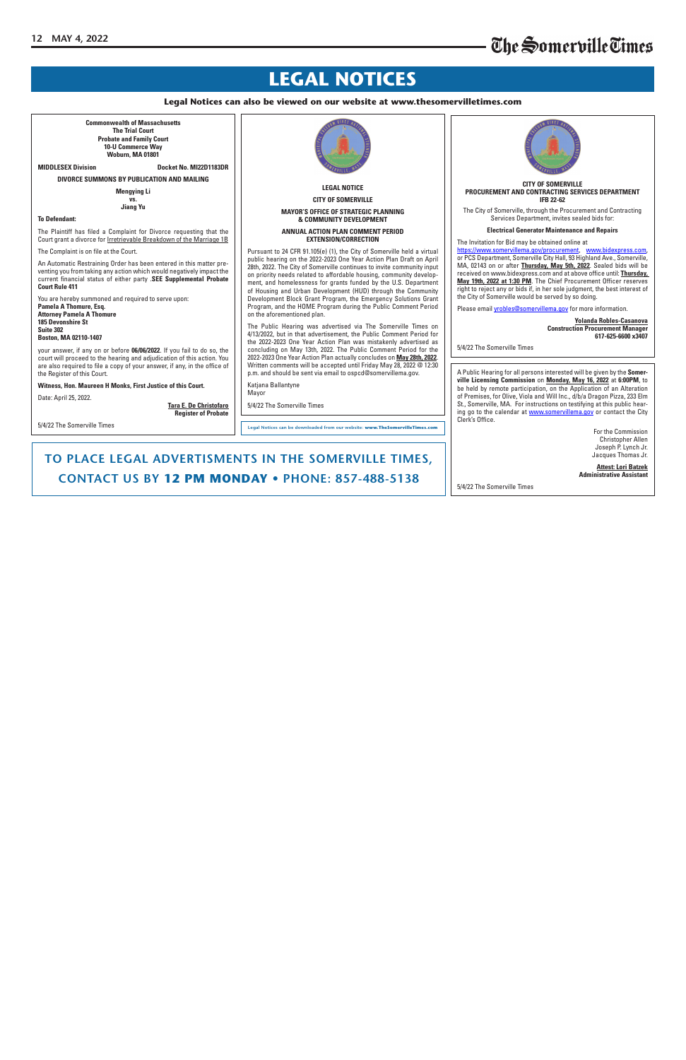# LEGAL NOTICES

**Legal Notices can also be viewed on our website at www.thesomervilletimes.com**

**Commonwealth of Massachusetts**
**The Trial Court**
**Probate and Family Court**
**10-U Commerce Way**
**Woburn, MA 01801**

**MIDDLESEX Division** **Docket No. MI22D1183DR**

**DIVORCE SUMMONS BY PUBLICATION AND MAILING**

**Mengying Li**
**vs.**
**Jiang Yu**

**To Defendant:**

The Plaintiff has filed a Complaint for Divorce requesting that the Court grant a divorce for Irretrievable Breakdown of the Marriage 1B

The Complaint is on file at the Court.

An Automatic Restraining Order has been entered in this matter preventing you from taking any action which would negatively impact the current financial status of either party .**SEE Supplemental Probate Court Rule 411**

You are hereby summoned and required to serve upon:
**Pamela A Thomure, Esq.**
**Attorney Pamela A Thomure**
**185 Devonshire St**
**Suite 302**
**Boston, MA 02110-1407**

your answer, if any on or before **06/06/2022**. If you fail to do so, the court will proceed to the hearing and adjudication of this action. You are also required to file a copy of your answer, if any, in the office of the Register of this Court.

**Witness, Hon. Maureen H Monks, First Justice of this Court.**

Date: April 25, 2022.

**Tara E. De Christofaro**
**Register of Probate**

5/4/22 The Somerville Times

---

**LEGAL NOTICE**

**CITY OF SOMERVILLE**

**MAYOR'S OFFICE OF STRATEGIC PLANNING & COMMUNITY DEVELOPMENT**

**ANNUAL ACTION PLAN COMMENT PERIOD EXTENSION/CORRECTION**

Pursuant to 24 CFR 91.105(e) (1), the City of Somerville held a virtual public hearing on the 2022-2023 One Year Action Plan Draft on April 28th, 2022. The City of Somerville continues to invite community input on priority needs related to affordable housing, community development, and homelessness for grants funded by the U.S. Department of Housing and Urban Development (HUD) through the Community Development Block Grant Program, the Emergency Solutions Grant Program, and the HOME Program during the Public Comment Period on the aforementioned plan.

The Public Hearing was advertised via The Somerville Times on 4/13/2022, but in that advertisement, the Public Comment Period for the 2022-2023 One Year Action Plan was mistakenly advertised as concluding on May 13th, 2022. The Public Comment Period for the 2022-2023 One Year Action Plan actually concludes on **May 28th, 2022**. Written comments will be accepted until Friday May 28, 2022 @ 12:30 p.m. and should be sent via email to ospcd@somervillema.gov.

Katjana Ballantyne
Mayor

5/4/22 The Somerville Times

Legal Notices can be downloaded from our website: **www.TheSomervilleTimes.com**

---

**CITY OF SOMERVILLE**
**PROCUREMENT AND CONTRACTING SERVICES DEPARTMENT**
**IFB 22-62**

The City of Somerville, through the Procurement and Contracting Services Department, invites sealed bids for:

**Electrical Generator Maintenance and Repairs**

The Invitation for Bid may be obtained online at https://www.somervillema.gov/procurement, www.bidexpress.com, or PCS Department, Somerville City Hall, 93 Highland Ave., Somerville, MA, 02143 on or after **Thursday, May 5th, 2022**. Sealed bids will be received on www.bidexpress.com and at above office until: **Thursday, May 19th, 2022 at 1:30 PM**. The Chief Procurement Officer reserves right to reject any or bids if, in her sole judgment, the best interest of the City of Somerville would be served by so doing.

Please email yrobles@somervillema.gov for more information.

**Yolanda Robles-Casanova**
**Construction Procurement Manager**
**617-625-6600 x3407**

5/4/22 The Somerville Times

---

A Public Hearing for all persons interested will be given by the **Somerville Licensing Commission** on **Monday, May 16, 2022** at **6:00PM**, to be held by remote participation, on the Application of an Alteration of Premises, for Olive, Viola and Will Inc., d/b/a Dragon Pizza, 233 Elm St., Somerville, MA. For instructions on testifying at this public hearing go to the calendar at www.somervillema.gov or contact the City Clerk's Office.

For the Commission
Christopher Allen
Joseph P. Lynch Jr.
Jacques Thomas Jr.

**Attest: Lori Batzek**
**Administrative Assistant**

5/4/22 The Somerville Times

---

**TO PLACE LEGAL ADVERTISMENTS IN THE SOMERVILLE TIMES, CONTACT US BY 12 PM MONDAY • PHONE: 857-488-5138**